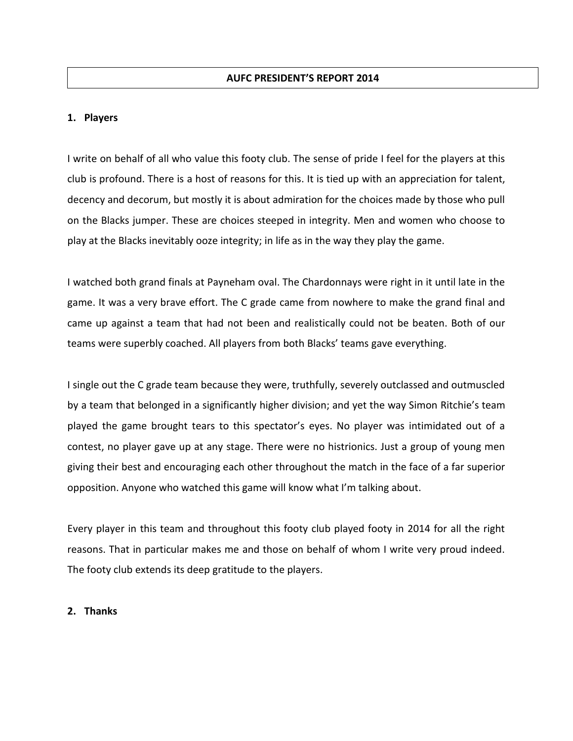# AUFC PRESIDENT'S REPORT 2014

## 1. Players

I write on behalf of all who value this footy club. The sense of pride I feel for the players at this club is profound. There is a host of reasons for this. It is tied up with an appreciation for talent, decency and decorum, but mostly it is about admiration for the choices made by those who pull on the Blacks jumper. These are choices steeped in integrity. Men and women who choose to play at the Blacks inevitably ooze integrity; in life as in the way they play the game.

I watched both grand finals at Payneham oval. The Chardonnays were right in it until late in the game. It was a very brave effort. The C grade came from nowhere to make the grand final and came up against a team that had not been and realistically could not be beaten. Both of our teams were superbly coached. All players from both Blacks' teams gave everything.

I single out the C grade team because they were, truthfully, severely outclassed and outmuscled by a team that belonged in a significantly higher division; and yet the way Simon Ritchie's team played the game brought tears to this spectator's eyes. No player was intimidated out of a contest, no player gave up at any stage. There were no histrionics. Just a group of young men giving their best and encouraging each other throughout the match in the face of a far superior opposition. Anyone who watched this game will know what I'm talking about.

Every player in this team and throughout this footy club played footy in 2014 for all the right reasons. That in particular makes me and those on behalf of whom I write very proud indeed. The footy club extends its deep gratitude to the players.

## 2. Thanks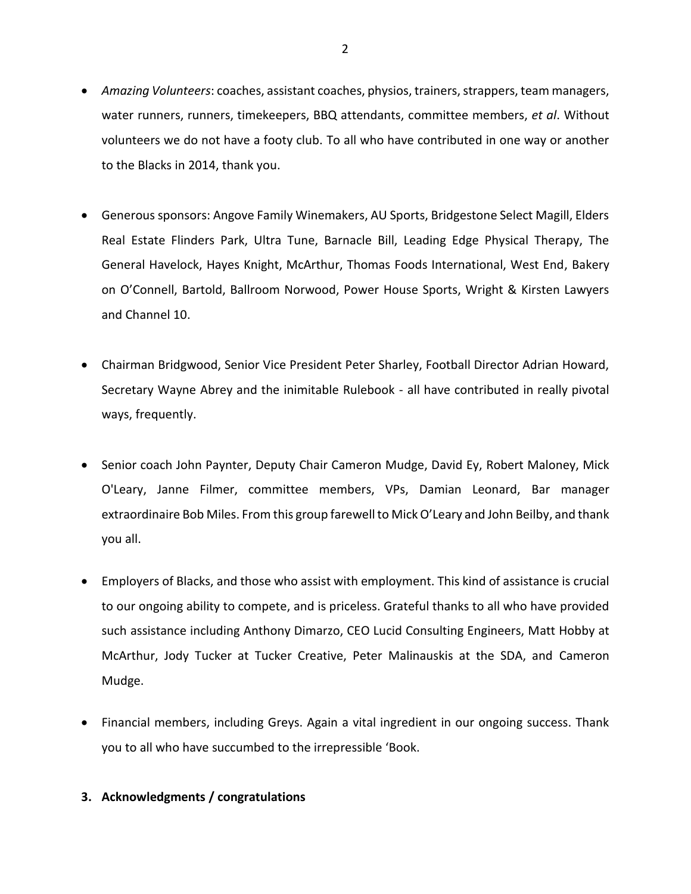- *Amazing Volunteers*: coaches, assistant coaches, physios, trainers, strappers, team managers, water runners, runners, timekeepers, BBQ attendants, committee members, *et al*. Without volunteers we do not have a footy club. To all who have contributed in one way or another to the Blacks in 2014, thank you.

- Generous sponsors: Angove Family Winemakers, AU Sports, Bridgestone Select Magill, Elders Real Estate Flinders Park, Ultra Tune, Barnacle Bill, Leading Edge Physical Therapy, The General Havelock, Hayes Knight, McArthur, Thomas Foods International, West End, Bakery on O'Connell, Bartold, Ballroom Norwood, Power House Sports, Wright & Kirsten Lawyers and Channel 10.

- Chairman Bridgwood, Senior Vice President Peter Sharley, Football Director Adrian Howard, Secretary Wayne Abrey and the inimitable Rulebook - all have contributed in really pivotal ways, frequently.

- Senior coach John Paynter, Deputy Chair Cameron Mudge, David Ey, Robert Maloney, Mick O'Leary, Janne Filmer, committee members, VPs, Damian Leonard, Bar manager extraordinaire Bob Miles. From this group farewell to Mick O'Leary and John Beilby, and thank you all.

- Employers of Blacks, and those who assist with employment. This kind of assistance is crucial to our ongoing ability to compete, and is priceless. Grateful thanks to all who have provided such assistance including Anthony Dimarzo, CEO Lucid Consulting Engineers, Matt Hobby at McArthur, Jody Tucker at Tucker Creative, Peter Malinauskis at the SDA, and Cameron Mudge.

- Financial members, including Greys. Again a vital ingredient in our ongoing success. Thank you to all who have succumbed to the irrepressible 'Book.

**3. Acknowledgments / congratulations**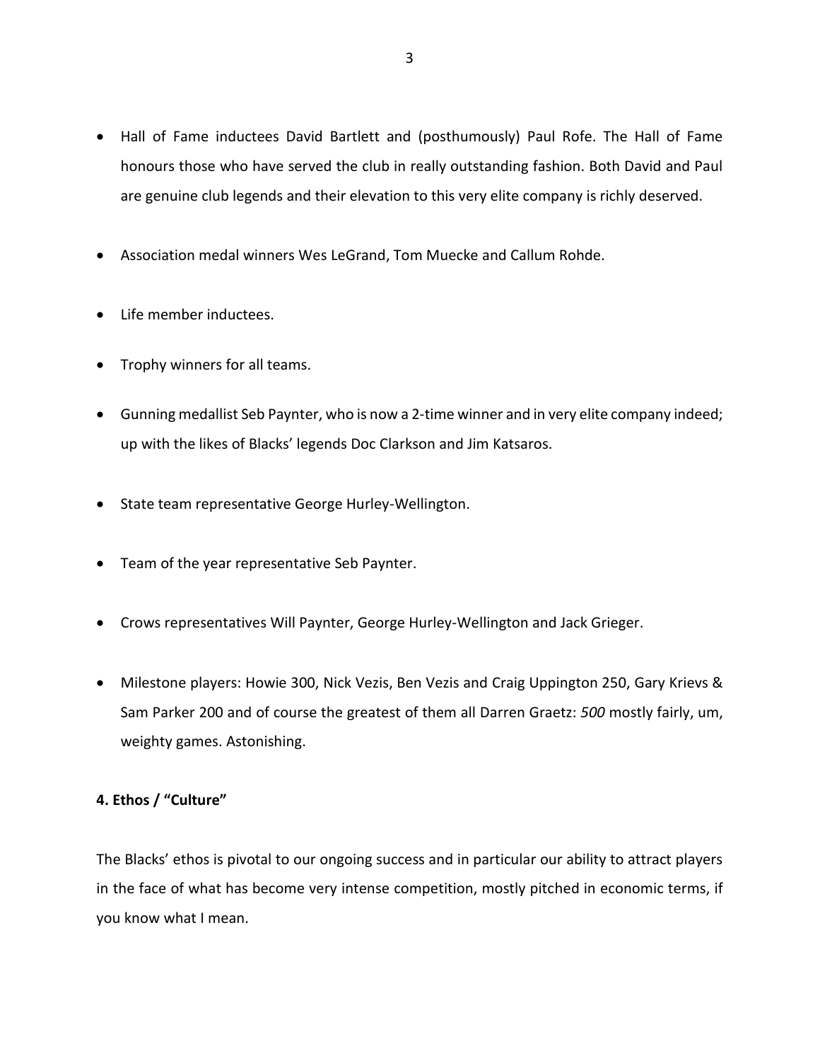- Hall of Fame inductees David Bartlett and (posthumously) Paul Rofe. The Hall of Fame honours those who have served the club in really outstanding fashion. Both David and Paul are genuine club legends and their elevation to this very elite company is richly deserved.
- Association medal winners Wes LeGrand, Tom Muecke and Callum Rohde.
- Life member inductees.
- Trophy winners for all teams.
- Gunning medallist Seb Paynter, who is now a 2-time winner and in very elite company indeed; up with the likes of Blacks' legends Doc Clarkson and Jim Katsaros.
- State team representative George Hurley-Wellington.
- Team of the year representative Seb Paynter.
- Crows representatives Will Paynter, George Hurley-Wellington and Jack Grieger.
- Milestone players: Howie 300, Nick Vezis, Ben Vezis and Craig Uppington 250, Gary Krievs & Sam Parker 200 and of course the greatest of them all Darren Graetz: *500* mostly fairly, um, weighty games. Astonishing.

**4. Ethos / "Culture"**

The Blacks' ethos is pivotal to our ongoing success and in particular our ability to attract players in the face of what has become very intense competition, mostly pitched in economic terms, if you know what I mean.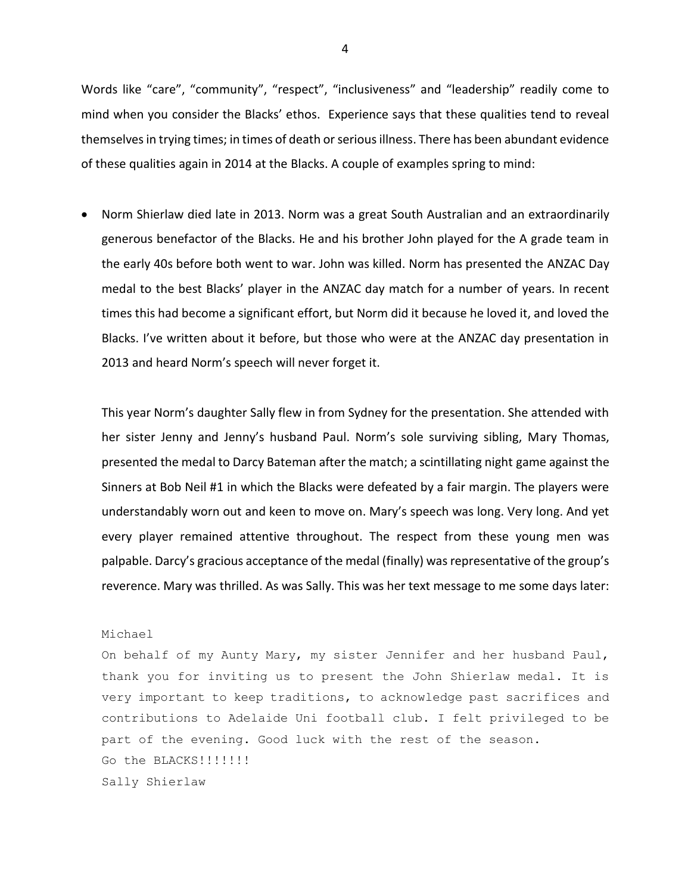Words like “care”, “community”, “respect”, “inclusiveness” and “leadership” readily come to mind when you consider the Blacks’ ethos. Experience says that these qualities tend to reveal themselves in trying times; in times of death or serious illness. There has been abundant evidence of these qualities again in 2014 at the Blacks. A couple of examples spring to mind:

- Norm Shierlaw died late in 2013. Norm was a great South Australian and an extraordinarily generous benefactor of the Blacks. He and his brother John played for the A grade team in the early 40s before both went to war. John was killed. Norm has presented the ANZAC Day medal to the best Blacks’ player in the ANZAC day match for a number of years. In recent times this had become a significant effort, but Norm did it because he loved it, and loved the Blacks. I’ve written about it before, but those who were at the ANZAC day presentation in 2013 and heard Norm’s speech will never forget it.

  This year Norm’s daughter Sally flew in from Sydney for the presentation. She attended with her sister Jenny and Jenny’s husband Paul. Norm’s sole surviving sibling, Mary Thomas, presented the medal to Darcy Bateman after the match; a scintillating night game against the Sinners at Bob Neil #1 in which the Blacks were defeated by a fair margin. The players were understandably worn out and keen to move on. Mary’s speech was long. Very long. And yet every player remained attentive throughout. The respect from these young men was palpable. Darcy’s gracious acceptance of the medal (finally) was representative of the group’s reverence. Mary was thrilled. As was Sally. This was her text message to me some days later:

  ```
  Michael
  On behalf of my Aunty Mary, my sister Jennifer and her husband Paul,
  thank you for inviting us to present the John Shierlaw medal. It is
  very important to keep traditions, to acknowledge past sacrifices and
  contributions to Adelaide Uni football club. I felt privileged to be
  part of the evening. Good luck with the rest of the season.
  Go the BLACKS!!!!!!!
  Sally Shierlaw
  ```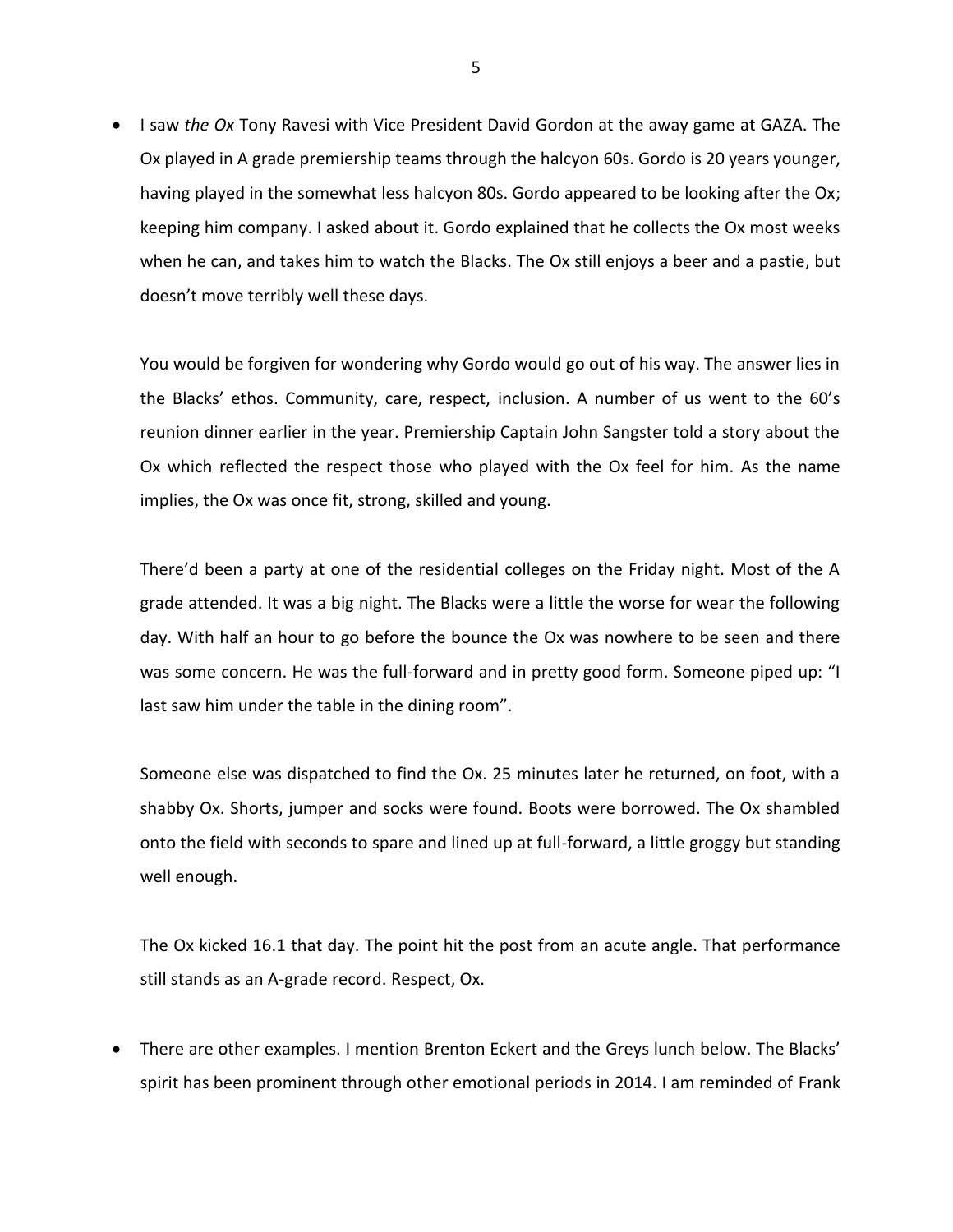- I saw *the Ox* Tony Ravesi with Vice President David Gordon at the away game at GAZA. The Ox played in A grade premiership teams through the halcyon 60s. Gordo is 20 years younger, having played in the somewhat less halcyon 80s. Gordo appeared to be looking after the Ox; keeping him company. I asked about it. Gordo explained that he collects the Ox most weeks when he can, and takes him to watch the Blacks. The Ox still enjoys a beer and a pastie, but doesn't move terribly well these days.

  You would be forgiven for wondering why Gordo would go out of his way. The answer lies in the Blacks' ethos. Community, care, respect, inclusion. A number of us went to the 60's reunion dinner earlier in the year. Premiership Captain John Sangster told a story about the Ox which reflected the respect those who played with the Ox feel for him. As the name implies, the Ox was once fit, strong, skilled and young.

  There'd been a party at one of the residential colleges on the Friday night. Most of the A grade attended. It was a big night. The Blacks were a little the worse for wear the following day. With half an hour to go before the bounce the Ox was nowhere to be seen and there was some concern. He was the full-forward and in pretty good form. Someone piped up: "I last saw him under the table in the dining room".

  Someone else was dispatched to find the Ox. 25 minutes later he returned, on foot, with a shabby Ox. Shorts, jumper and socks were found. Boots were borrowed. The Ox shambled onto the field with seconds to spare and lined up at full-forward, a little groggy but standing well enough.

  The Ox kicked 16.1 that day. The point hit the post from an acute angle. That performance still stands as an A-grade record. Respect, Ox.

- There are other examples. I mention Brenton Eckert and the Greys lunch below. The Blacks' spirit has been prominent through other emotional periods in 2014. I am reminded of Frank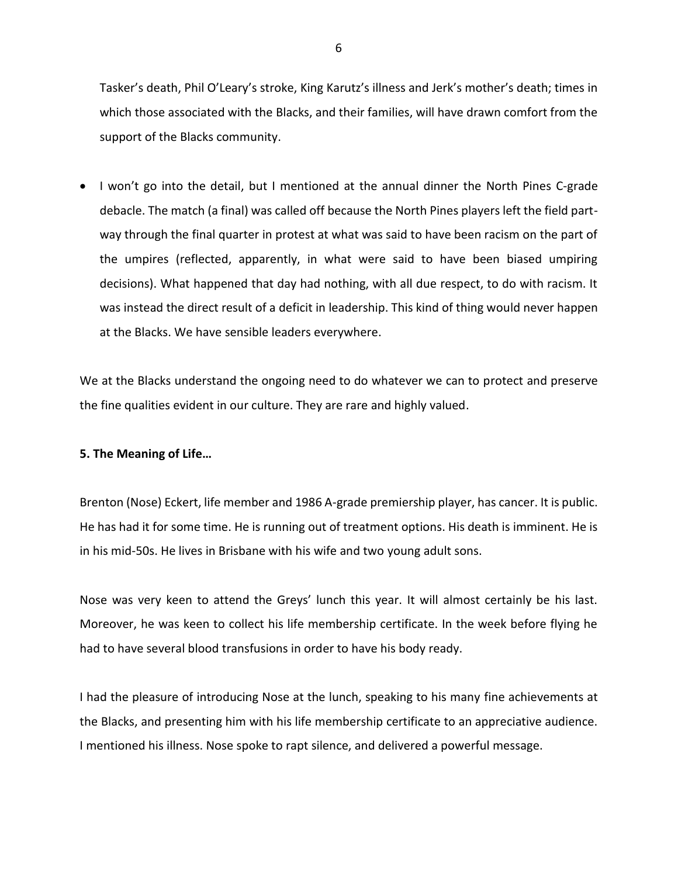Tasker's death, Phil O'Leary's stroke, King Karutz's illness and Jerk's mother's death; times in which those associated with the Blacks, and their families, will have drawn comfort from the support of the Blacks community.

- I won't go into the detail, but I mentioned at the annual dinner the North Pines C-grade debacle. The match (a final) was called off because the North Pines players left the field part-way through the final quarter in protest at what was said to have been racism on the part of the umpires (reflected, apparently, in what were said to have been biased umpiring decisions). What happened that day had nothing, with all due respect, to do with racism. It was instead the direct result of a deficit in leadership. This kind of thing would never happen at the Blacks. We have sensible leaders everywhere.

We at the Blacks understand the ongoing need to do whatever we can to protect and preserve the fine qualities evident in our culture. They are rare and highly valued.

**5. The Meaning of Life…**

Brenton (Nose) Eckert, life member and 1986 A-grade premiership player, has cancer. It is public. He has had it for some time. He is running out of treatment options. His death is imminent. He is in his mid-50s. He lives in Brisbane with his wife and two young adult sons.

Nose was very keen to attend the Greys' lunch this year. It will almost certainly be his last. Moreover, he was keen to collect his life membership certificate. In the week before flying he had to have several blood transfusions in order to have his body ready.

I had the pleasure of introducing Nose at the lunch, speaking to his many fine achievements at the Blacks, and presenting him with his life membership certificate to an appreciative audience. I mentioned his illness. Nose spoke to rapt silence, and delivered a powerful message.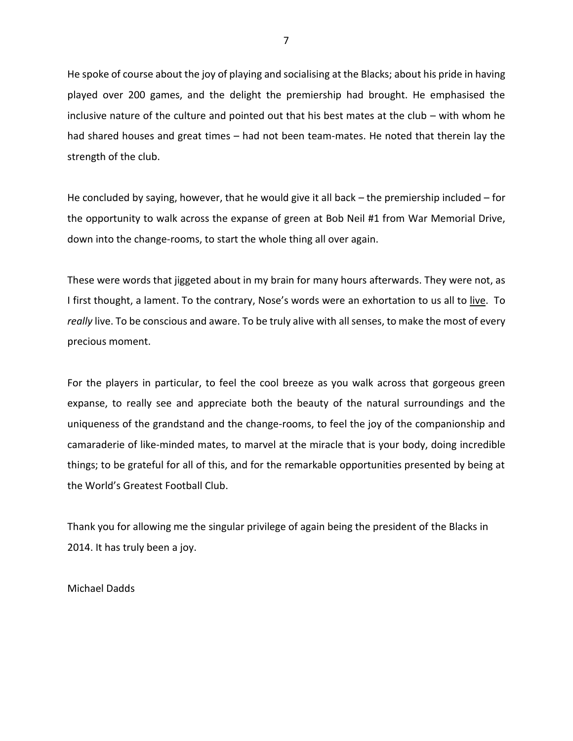He spoke of course about the joy of playing and socialising at the Blacks; about his pride in having played over 200 games, and the delight the premiership had brought. He emphasised the inclusive nature of the culture and pointed out that his best mates at the club – with whom he had shared houses and great times – had not been team-mates. He noted that therein lay the strength of the club.

He concluded by saying, however, that he would give it all back – the premiership included – for the opportunity to walk across the expanse of green at Bob Neil #1 from War Memorial Drive, down into the change-rooms, to start the whole thing all over again.

These were words that jiggeted about in my brain for many hours afterwards. They were not, as I first thought, a lament. To the contrary, Nose's words were an exhortation to us all to <u>live</u>. To *really* live. To be conscious and aware. To be truly alive with all senses, to make the most of every precious moment.

For the players in particular, to feel the cool breeze as you walk across that gorgeous green expanse, to really see and appreciate both the beauty of the natural surroundings and the uniqueness of the grandstand and the change-rooms, to feel the joy of the companionship and camaraderie of like-minded mates, to marvel at the miracle that is your body, doing incredible things; to be grateful for all of this, and for the remarkable opportunities presented by being at the World's Greatest Football Club.

Thank you for allowing me the singular privilege of again being the president of the Blacks in 2014. It has truly been a joy.

Michael Dadds